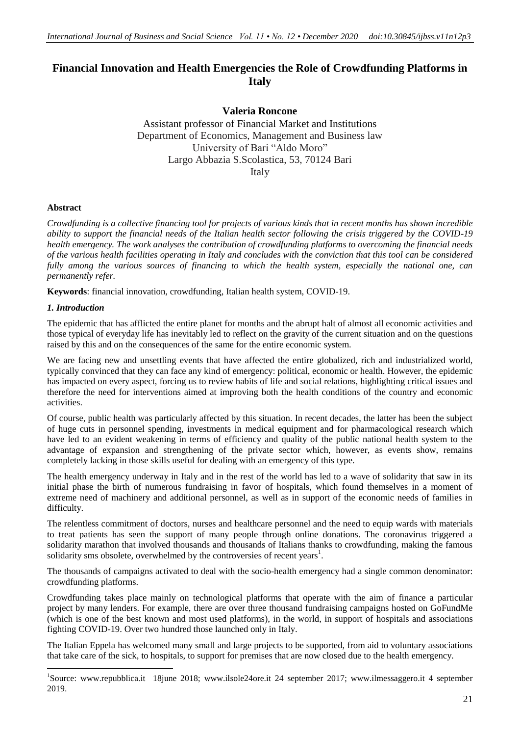# Financial Innovation and Health Emergencies the Role of Crowdfunding Platforms in Italy

**Valeria Roncone**

Assistant professor of Financial Market and Institutions
Department of Economics, Management and Business law
University of Bari "Aldo Moro"
Largo Abbazia S.Scolastica, 53, 70124 Bari
Italy

**Abstract**

*Crowdfunding is a collective financing tool for projects of various kinds that in recent months has shown incredible ability to support the financial needs of the Italian health sector following the crisis triggered by the COVID-19 health emergency. The work analyses the contribution of crowdfunding platforms to overcoming the financial needs of the various health facilities operating in Italy and concludes with the conviction that this tool can be considered fully among the various sources of financing to which the health system, especially the national one, can permanently refer.*

**Keywords**: financial innovation, crowdfunding, Italian health system, COVID-19.

## *1. Introduction*

The epidemic that has afflicted the entire planet for months and the abrupt halt of almost all economic activities and those typical of everyday life has inevitably led to reflect on the gravity of the current situation and on the questions raised by this and on the consequences of the same for the entire economic system.

We are facing new and unsettling events that have affected the entire globalized, rich and industrialized world, typically convinced that they can face any kind of emergency: political, economic or health. However, the epidemic has impacted on every aspect, forcing us to review habits of life and social relations, highlighting critical issues and therefore the need for interventions aimed at improving both the health conditions of the country and economic activities.

Of course, public health was particularly affected by this situation. In recent decades, the latter has been the subject of huge cuts in personnel spending, investments in medical equipment and for pharmacological research which have led to an evident weakening in terms of efficiency and quality of the public national health system to the advantage of expansion and strengthening of the private sector which, however, as events show, remains completely lacking in those skills useful for dealing with an emergency of this type.

The health emergency underway in Italy and in the rest of the world has led to a wave of solidarity that saw in its initial phase the birth of numerous fundraising in favor of hospitals, which found themselves in a moment of extreme need of machinery and additional personnel, as well as in support of the economic needs of families in difficulty.

The relentless commitment of doctors, nurses and healthcare personnel and the need to equip wards with materials to treat patients has seen the support of many people through online donations. The coronavirus triggered a solidarity marathon that involved thousands and thousands of Italians thanks to crowdfunding, making the famous solidarity sms obsolete, overwhelmed by the controversies of recent years[1].

The thousands of campaigns activated to deal with the socio-health emergency had a single common denominator: crowdfunding platforms.

Crowdfunding takes place mainly on technological platforms that operate with the aim of finance a particular project by many lenders. For example, there are over three thousand fundraising campaigns hosted on GoFundMe (which is one of the best known and most used platforms), in the world, in support of hospitals and associations fighting COVID-19. Over two hundred those launched only in Italy.

The Italian Eppela has welcomed many small and large projects to be supported, from aid to voluntary associations that take care of the sick, to hospitals, to support for premises that are now closed due to the health emergency.

[1]Source: www.repubblica.it 18june 2018; www.ilsole24ore.it 24 september 2017; www.ilmessaggero.it 4 september 2019.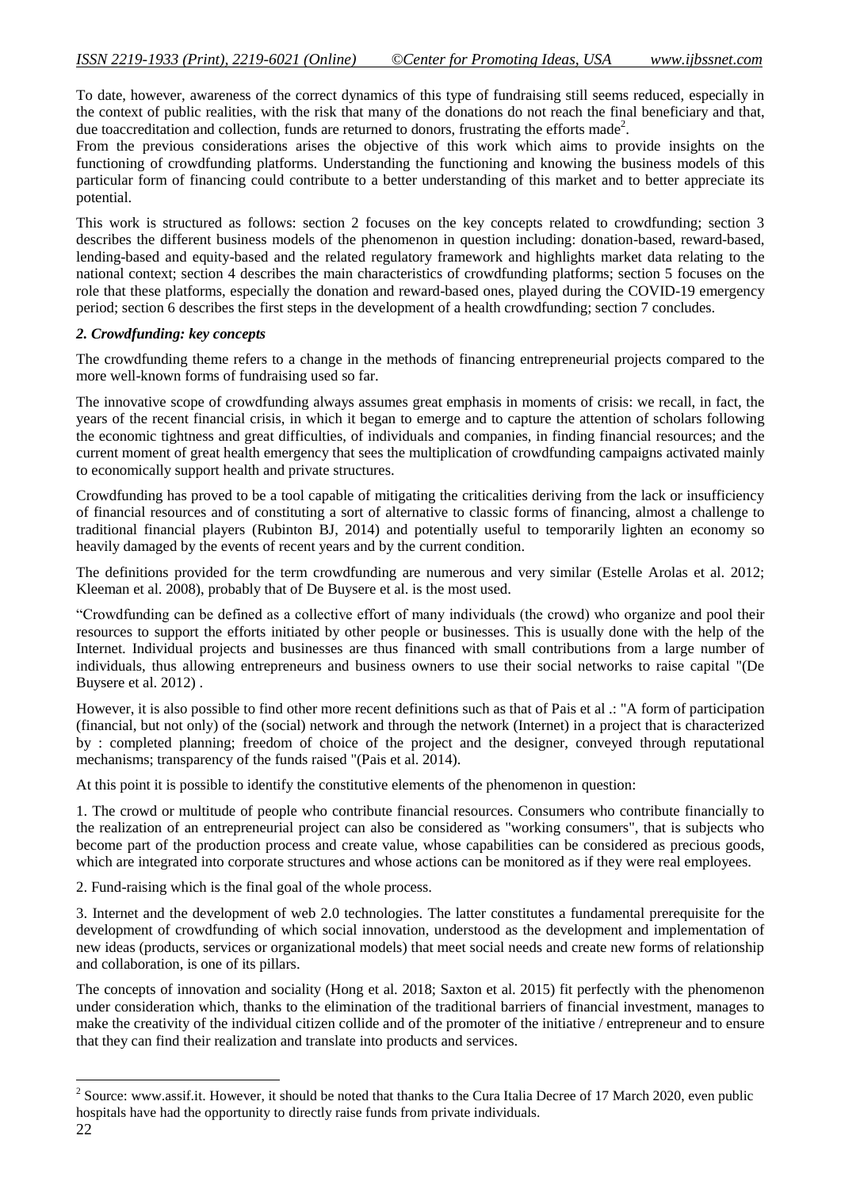To date, however, awareness of the correct dynamics of this type of fundraising still seems reduced, especially in the context of public realities, with the risk that many of the donations do not reach the final beneficiary and that, due toaccreditation and collection, funds are returned to donors, frustrating the efforts made[2].

From the previous considerations arises the objective of this work which aims to provide insights on the functioning of crowdfunding platforms. Understanding the functioning and knowing the business models of this particular form of financing could contribute to a better understanding of this market and to better appreciate its potential.

This work is structured as follows: section 2 focuses on the key concepts related to crowdfunding; section 3 describes the different business models of the phenomenon in question including: donation-based, reward-based, lending-based and equity-based and the related regulatory framework and highlights market data relating to the national context; section 4 describes the main characteristics of crowdfunding platforms; section 5 focuses on the role that these platforms, especially the donation and reward-based ones, played during the COVID-19 emergency period; section 6 describes the first steps in the development of a health crowdfunding; section 7 concludes.

## *2. Crowdfunding: key concepts*

The crowdfunding theme refers to a change in the methods of financing entrepreneurial projects compared to the more well-known forms of fundraising used so far.

The innovative scope of crowdfunding always assumes great emphasis in moments of crisis: we recall, in fact, the years of the recent financial crisis, in which it began to emerge and to capture the attention of scholars following the economic tightness and great difficulties, of individuals and companies, in finding financial resources; and the current moment of great health emergency that sees the multiplication of crowdfunding campaigns activated mainly to economically support health and private structures.

Crowdfunding has proved to be a tool capable of mitigating the criticalities deriving from the lack or insufficiency of financial resources and of constituting a sort of alternative to classic forms of financing, almost a challenge to traditional financial players (Rubinton BJ, 2014) and potentially useful to temporarily lighten an economy so heavily damaged by the events of recent years and by the current condition.

The definitions provided for the term crowdfunding are numerous and very similar (Estelle Arolas et al. 2012; Kleeman et al. 2008), probably that of De Buysere et al. is the most used.

"Crowdfunding can be defined as a collective effort of many individuals (the crowd) who organize and pool their resources to support the efforts initiated by other people or businesses. This is usually done with the help of the Internet. Individual projects and businesses are thus financed with small contributions from a large number of individuals, thus allowing entrepreneurs and business owners to use their social networks to raise capital "(De Buysere et al. 2012) .

However, it is also possible to find other more recent definitions such as that of Pais et al .: "A form of participation (financial, but not only) of the (social) network and through the network (Internet) in a project that is characterized by : completed planning; freedom of choice of the project and the designer, conveyed through reputational mechanisms; transparency of the funds raised "(Pais et al. 2014).

At this point it is possible to identify the constitutive elements of the phenomenon in question:

1. The crowd or multitude of people who contribute financial resources. Consumers who contribute financially to the realization of an entrepreneurial project can also be considered as "working consumers", that is subjects who become part of the production process and create value, whose capabilities can be considered as precious goods, which are integrated into corporate structures and whose actions can be monitored as if they were real employees.

2. Fund-raising which is the final goal of the whole process.

3. Internet and the development of web 2.0 technologies. The latter constitutes a fundamental prerequisite for the development of crowdfunding of which social innovation, understood as the development and implementation of new ideas (products, services or organizational models) that meet social needs and create new forms of relationship and collaboration, is one of its pillars.

The concepts of innovation and sociality (Hong et al. 2018; Saxton et al. 2015) fit perfectly with the phenomenon under consideration which, thanks to the elimination of the traditional barriers of financial investment, manages to make the creativity of the individual citizen collide and of the promoter of the initiative / entrepreneur and to ensure that they can find their realization and translate into products and services.

[2] Source: www.assif.it. However, it should be noted that thanks to the Cura Italia Decree of 17 March 2020, even public hospitals have had the opportunity to directly raise funds from private individuals.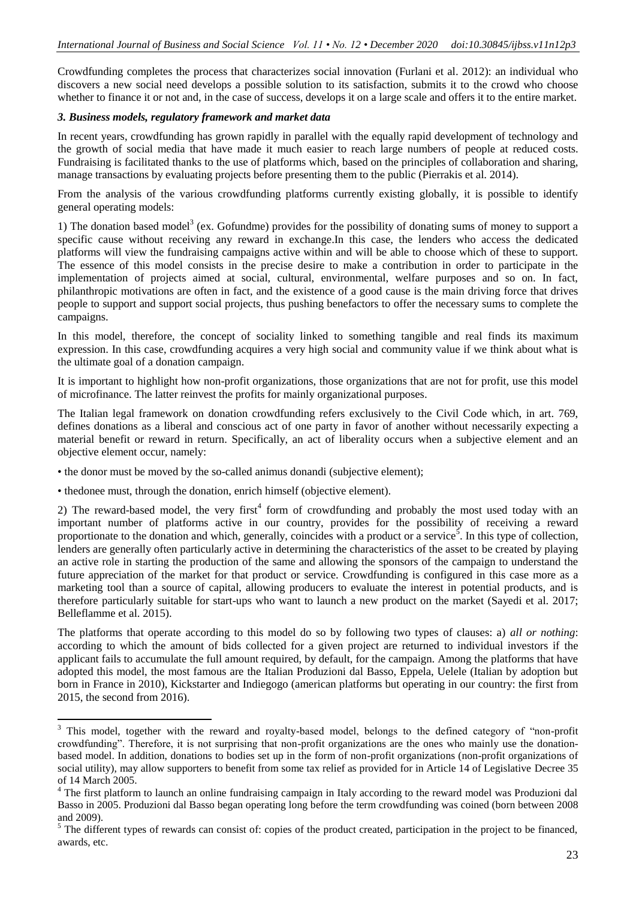Crowdfunding completes the process that characterizes social innovation (Furlani et al. 2012): an individual who discovers a new social need develops a possible solution to its satisfaction, submits it to the crowd who choose whether to finance it or not and, in the case of success, develops it on a large scale and offers it to the entire market.

### *3. Business models, regulatory framework and market data*

In recent years, crowdfunding has grown rapidly in parallel with the equally rapid development of technology and the growth of social media that have made it much easier to reach large numbers of people at reduced costs. Fundraising is facilitated thanks to the use of platforms which, based on the principles of collaboration and sharing, manage transactions by evaluating projects before presenting them to the public (Pierrakis et al. 2014).

From the analysis of the various crowdfunding platforms currently existing globally, it is possible to identify general operating models:

1) The donation based model[3] (ex. Gofundme) provides for the possibility of donating sums of money to support a specific cause without receiving any reward in exchange.In this case, the lenders who access the dedicated platforms will view the fundraising campaigns active within and will be able to choose which of these to support. The essence of this model consists in the precise desire to make a contribution in order to participate in the implementation of projects aimed at social, cultural, environmental, welfare purposes and so on. In fact, philanthropic motivations are often in fact, and the existence of a good cause is the main driving force that drives people to support and support social projects, thus pushing benefactors to offer the necessary sums to complete the campaigns.

In this model, therefore, the concept of sociality linked to something tangible and real finds its maximum expression. In this case, crowdfunding acquires a very high social and community value if we think about what is the ultimate goal of a donation campaign.

It is important to highlight how non-profit organizations, those organizations that are not for profit, use this model of microfinance. The latter reinvest the profits for mainly organizational purposes.

The Italian legal framework on donation crowdfunding refers exclusively to the Civil Code which, in art. 769, defines donations as a liberal and conscious act of one party in favor of another without necessarily expecting a material benefit or reward in return. Specifically, an act of liberality occurs when a subjective element and an objective element occur, namely:

• the donor must be moved by the so-called animus donandi (subjective element);

• thedonee must, through the donation, enrich himself (objective element).

2) The reward-based model, the very first[4] form of crowdfunding and probably the most used today with an important number of platforms active in our country, provides for the possibility of receiving a reward proportionate to the donation and which, generally, coincides with a product or a service[5]. In this type of collection, lenders are generally often particularly active in determining the characteristics of the asset to be created by playing an active role in starting the production of the same and allowing the sponsors of the campaign to understand the future appreciation of the market for that product or service. Crowdfunding is configured in this case more as a marketing tool than a source of capital, allowing producers to evaluate the interest in potential products, and is therefore particularly suitable for start-ups who want to launch a new product on the market (Sayedi et al. 2017; Belleflamme et al. 2015).

The platforms that operate according to this model do so by following two types of clauses: a) *all or nothing*: according to which the amount of bids collected for a given project are returned to individual investors if the applicant fails to accumulate the full amount required, by default, for the campaign. Among the platforms that have adopted this model, the most famous are the Italian Produzioni dal Basso, Eppela, Uelele (Italian by adoption but born in France in 2010), Kickstarter and Indiegogo (american platforms but operating in our country: the first from 2015, the second from 2016).

---

[3] This model, together with the reward and royalty-based model, belongs to the defined category of "non-profit crowdfunding". Therefore, it is not surprising that non-profit organizations are the ones who mainly use the donation-based model. In addition, donations to bodies set up in the form of non-profit organizations (non-profit organizations of social utility), may allow supporters to benefit from some tax relief as provided for in Article 14 of Legislative Decree 35 of 14 March 2005.

[4] The first platform to launch an online fundraising campaign in Italy according to the reward model was Produzioni dal Basso in 2005. Produzioni dal Basso began operating long before the term crowdfunding was coined (born between 2008 and 2009).

[5] The different types of rewards can consist of: copies of the product created, participation in the project to be financed, awards, etc.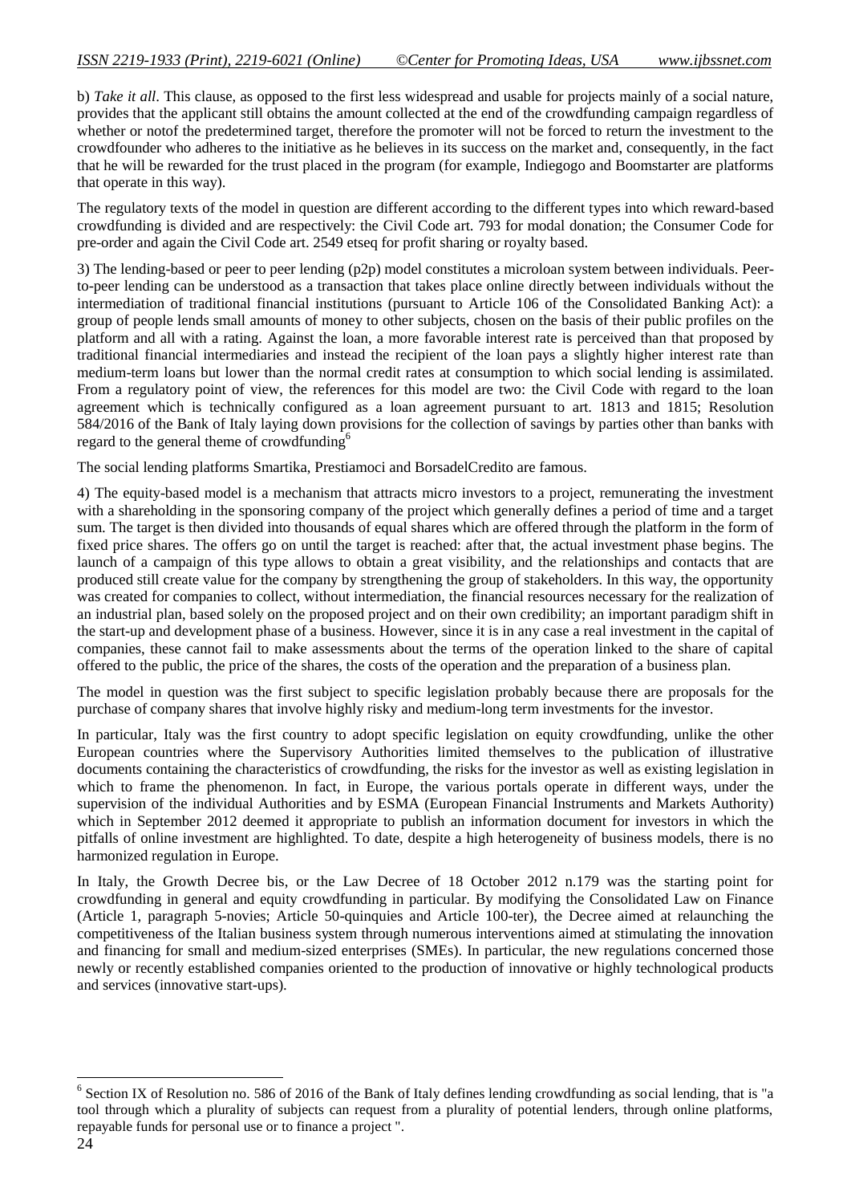b) *Take it all*. This clause, as opposed to the first less widespread and usable for projects mainly of a social nature, provides that the applicant still obtains the amount collected at the end of the crowdfunding campaign regardless of whether or notof the predetermined target, therefore the promoter will not be forced to return the investment to the crowdfounder who adheres to the initiative as he believes in its success on the market and, consequently, in the fact that he will be rewarded for the trust placed in the program (for example, Indiegogo and Boomstarter are platforms that operate in this way).

The regulatory texts of the model in question are different according to the different types into which reward-based crowdfunding is divided and are respectively: the Civil Code art. 793 for modal donation; the Consumer Code for pre-order and again the Civil Code art. 2549 etseq for profit sharing or royalty based.

3) The lending-based or peer to peer lending (p2p) model constitutes a microloan system between individuals. Peer-to-peer lending can be understood as a transaction that takes place online directly between individuals without the intermediation of traditional financial institutions (pursuant to Article 106 of the Consolidated Banking Act): a group of people lends small amounts of money to other subjects, chosen on the basis of their public profiles on the platform and all with a rating. Against the loan, a more favorable interest rate is perceived than that proposed by traditional financial intermediaries and instead the recipient of the loan pays a slightly higher interest rate than medium-term loans but lower than the normal credit rates at consumption to which social lending is assimilated. From a regulatory point of view, the references for this model are two: the Civil Code with regard to the loan agreement which is technically configured as a loan agreement pursuant to art. 1813 and 1815; Resolution 584/2016 of the Bank of Italy laying down provisions for the collection of savings by parties other than banks with regard to the general theme of crowdfunding[6]

The social lending platforms Smartika, Prestiamoci and BorsadelCredito are famous.

4) The equity-based model is a mechanism that attracts micro investors to a project, remunerating the investment with a shareholding in the sponsoring company of the project which generally defines a period of time and a target sum. The target is then divided into thousands of equal shares which are offered through the platform in the form of fixed price shares. The offers go on until the target is reached: after that, the actual investment phase begins. The launch of a campaign of this type allows to obtain a great visibility, and the relationships and contacts that are produced still create value for the company by strengthening the group of stakeholders. In this way, the opportunity was created for companies to collect, without intermediation, the financial resources necessary for the realization of an industrial plan, based solely on the proposed project and on their own credibility; an important paradigm shift in the start-up and development phase of a business. However, since it is in any case a real investment in the capital of companies, these cannot fail to make assessments about the terms of the operation linked to the share of capital offered to the public, the price of the shares, the costs of the operation and the preparation of a business plan.

The model in question was the first subject to specific legislation probably because there are proposals for the purchase of company shares that involve highly risky and medium-long term investments for the investor.

In particular, Italy was the first country to adopt specific legislation on equity crowdfunding, unlike the other European countries where the Supervisory Authorities limited themselves to the publication of illustrative documents containing the characteristics of crowdfunding, the risks for the investor as well as existing legislation in which to frame the phenomenon. In fact, in Europe, the various portals operate in different ways, under the supervision of the individual Authorities and by ESMA (European Financial Instruments and Markets Authority) which in September 2012 deemed it appropriate to publish an information document for investors in which the pitfalls of online investment are highlighted. To date, despite a high heterogeneity of business models, there is no harmonized regulation in Europe.

In Italy, the Growth Decree bis, or the Law Decree of 18 October 2012 n.179 was the starting point for crowdfunding in general and equity crowdfunding in particular. By modifying the Consolidated Law on Finance (Article 1, paragraph 5-novies; Article 50-quinquies and Article 100-ter), the Decree aimed at relaunching the competitiveness of the Italian business system through numerous interventions aimed at stimulating the innovation and financing for small and medium-sized enterprises (SMEs). In particular, the new regulations concerned those newly or recently established companies oriented to the production of innovative or highly technological products and services (innovative start-ups).

---

[6] Section IX of Resolution no. 586 of 2016 of the Bank of Italy defines lending crowdfunding as social lending, that is "a tool through which a plurality of subjects can request from a plurality of potential lenders, through online platforms, repayable funds for personal use or to finance a project ".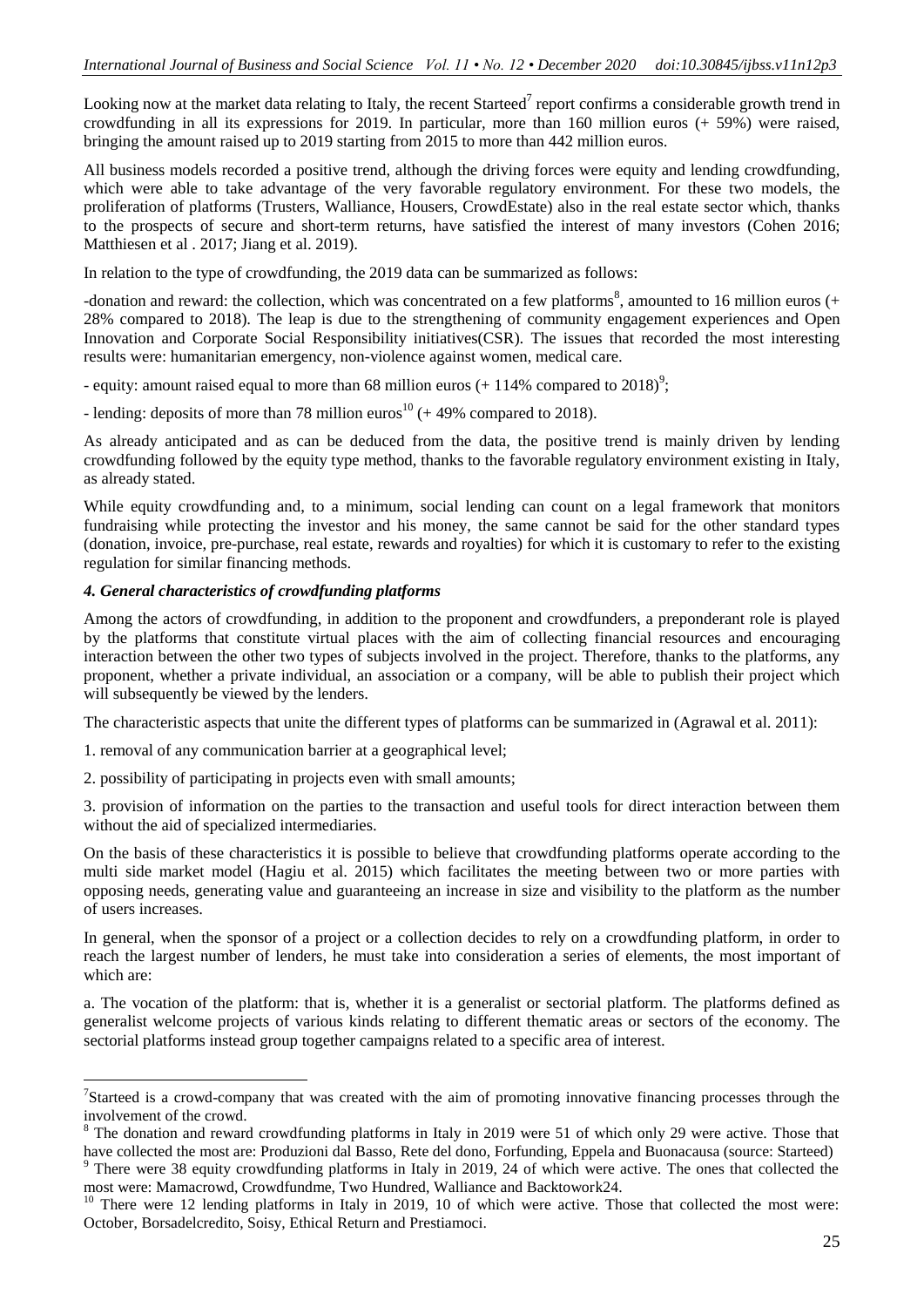Looking now at the market data relating to Italy, the recent Starteed[7] report confirms a considerable growth trend in crowdfunding in all its expressions for 2019. In particular, more than 160 million euros (+ 59%) were raised, bringing the amount raised up to 2019 starting from 2015 to more than 442 million euros.

All business models recorded a positive trend, although the driving forces were equity and lending crowdfunding, which were able to take advantage of the very favorable regulatory environment. For these two models, the proliferation of platforms (Trusters, Walliance, Housers, CrowdEstate) also in the real estate sector which, thanks to the prospects of secure and short-term returns, have satisfied the interest of many investors (Cohen 2016; Matthiesen et al . 2017; Jiang et al. 2019).

In relation to the type of crowdfunding, the 2019 data can be summarized as follows:

-donation and reward: the collection, which was concentrated on a few platforms[8], amounted to 16 million euros (+ 28% compared to 2018). The leap is due to the strengthening of community engagement experiences and Open Innovation and Corporate Social Responsibility initiatives(CSR). The issues that recorded the most interesting results were: humanitarian emergency, non-violence against women, medical care.

- equity: amount raised equal to more than 68 million euros (+ 114% compared to 2018)[9];

- lending: deposits of more than 78 million euros[10] (+ 49% compared to 2018).

As already anticipated and as can be deduced from the data, the positive trend is mainly driven by lending crowdfunding followed by the equity type method, thanks to the favorable regulatory environment existing in Italy, as already stated.

While equity crowdfunding and, to a minimum, social lending can count on a legal framework that monitors fundraising while protecting the investor and his money, the same cannot be said for the other standard types (donation, invoice, pre-purchase, real estate, rewards and royalties) for which it is customary to refer to the existing regulation for similar financing methods.

### *4. General characteristics of crowdfunding platforms*

Among the actors of crowdfunding, in addition to the proponent and crowdfunders, a preponderant role is played by the platforms that constitute virtual places with the aim of collecting financial resources and encouraging interaction between the other two types of subjects involved in the project. Therefore, thanks to the platforms, any proponent, whether a private individual, an association or a company, will be able to publish their project which will subsequently be viewed by the lenders.

The characteristic aspects that unite the different types of platforms can be summarized in (Agrawal et al. 2011):

1. removal of any communication barrier at a geographical level;

2. possibility of participating in projects even with small amounts;

3. provision of information on the parties to the transaction and useful tools for direct interaction between them without the aid of specialized intermediaries.

On the basis of these characteristics it is possible to believe that crowdfunding platforms operate according to the multi side market model (Hagiu et al. 2015) which facilitates the meeting between two or more parties with opposing needs, generating value and guaranteeing an increase in size and visibility to the platform as the number of users increases.

In general, when the sponsor of a project or a collection decides to rely on a crowdfunding platform, in order to reach the largest number of lenders, he must take into consideration a series of elements, the most important of which are:

a. The vocation of the platform: that is, whether it is a generalist or sectorial platform. The platforms defined as generalist welcome projects of various kinds relating to different thematic areas or sectors of the economy. The sectorial platforms instead group together campaigns related to a specific area of interest.

---

[7] Starteed is a crowd-company that was created with the aim of promoting innovative financing processes through the involvement of the crowd.

[8] The donation and reward crowdfunding platforms in Italy in 2019 were 51 of which only 29 were active. Those that have collected the most are: Produzioni dal Basso, Rete del dono, Forfunding, Eppela and Buonacausa (source: Starteed)

[9] There were 38 equity crowdfunding platforms in Italy in 2019, 24 of which were active. The ones that collected the most were: Mamacrowd, Crowdfundme, Two Hundred, Walliance and Backtowork24.

[10] There were 12 lending platforms in Italy in 2019, 10 of which were active. Those that collected the most were: October, Borsadelcredito, Soisy, Ethical Return and Prestiamoci.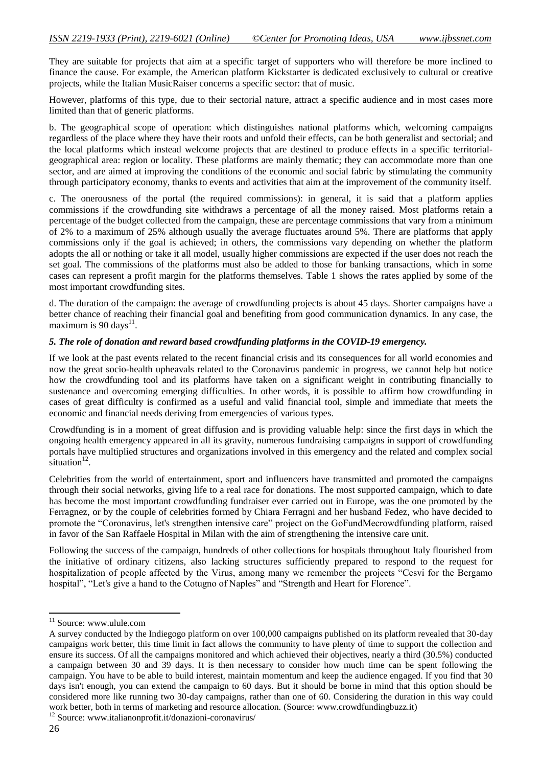They are suitable for projects that aim at a specific target of supporters who will therefore be more inclined to finance the cause. For example, the American platform Kickstarter is dedicated exclusively to cultural or creative projects, while the Italian MusicRaiser concerns a specific sector: that of music.

However, platforms of this type, due to their sectorial nature, attract a specific audience and in most cases more limited than that of generic platforms.

b. The geographical scope of operation: which distinguishes national platforms which, welcoming campaigns regardless of the place where they have their roots and unfold their effects, can be both generalist and sectorial; and the local platforms which instead welcome projects that are destined to produce effects in a specific territorial-geographical area: region or locality. These platforms are mainly thematic; they can accommodate more than one sector, and are aimed at improving the conditions of the economic and social fabric by stimulating the community through participatory economy, thanks to events and activities that aim at the improvement of the community itself.

c. The onerousness of the portal (the required commissions): in general, it is said that a platform applies commissions if the crowdfunding site withdraws a percentage of all the money raised. Most platforms retain a percentage of the budget collected from the campaign, these are percentage commissions that vary from a minimum of 2% to a maximum of 25% although usually the average fluctuates around 5%. There are platforms that apply commissions only if the goal is achieved; in others, the commissions vary depending on whether the platform adopts the all or nothing or take it all model, usually higher commissions are expected if the user does not reach the set goal. The commissions of the platforms must also be added to those for banking transactions, which in some cases can represent a profit margin for the platforms themselves. Table 1 shows the rates applied by some of the most important crowdfunding sites.

d. The duration of the campaign: the average of crowdfunding projects is about 45 days. Shorter campaigns have a better chance of reaching their financial goal and benefiting from good communication dynamics. In any case, the maximum is 90 days[11].

### *5. The role of donation and reward based crowdfunding platforms in the COVID-19 emergency.*

If we look at the past events related to the recent financial crisis and its consequences for all world economies and now the great socio-health upheavals related to the Coronavirus pandemic in progress, we cannot help but notice how the crowdfunding tool and its platforms have taken on a significant weight in contributing financially to sustenance and overcoming emerging difficulties. In other words, it is possible to affirm how crowdfunding in cases of great difficulty is confirmed as a useful and valid financial tool, simple and immediate that meets the economic and financial needs deriving from emergencies of various types.

Crowdfunding is in a moment of great diffusion and is providing valuable help: since the first days in which the ongoing health emergency appeared in all its gravity, numerous fundraising campaigns in support of crowdfunding portals have multiplied structures and organizations involved in this emergency and the related and complex social situation[12].

Celebrities from the world of entertainment, sport and influencers have transmitted and promoted the campaigns through their social networks, giving life to a real race for donations. The most supported campaign, which to date has become the most important crowdfunding fundraiser ever carried out in Europe, was the one promoted by the Ferragnez, or by the couple of celebrities formed by Chiara Ferragni and her husband Fedez, who have decided to promote the "Coronavirus, let's strengthen intensive care" project on the GoFundMecrowdfunding platform, raised in favor of the San Raffaele Hospital in Milan with the aim of strengthening the intensive care unit.

Following the success of the campaign, hundreds of other collections for hospitals throughout Italy flourished from the initiative of ordinary citizens, also lacking structures sufficiently prepared to respond to the request for hospitalization of people affected by the Virus, among many we remember the projects "Cesvi for the Bergamo hospital", "Let's give a hand to the Cotugno of Naples" and "Strength and Heart for Florence".

---

[11] Source: www.ulule.com

A survey conducted by the Indiegogo platform on over 100,000 campaigns published on its platform revealed that 30-day campaigns work better, this time limit in fact allows the community to have plenty of time to support the collection and ensure its success. Of all the campaigns monitored and which achieved their objectives, nearly a third (30.5%) conducted a campaign between 30 and 39 days. It is then necessary to consider how much time can be spent following the campaign. You have to be able to build interest, maintain momentum and keep the audience engaged. If you find that 30 days isn't enough, you can extend the campaign to 60 days. But it should be borne in mind that this option should be considered more like running two 30-day campaigns, rather than one of 60. Considering the duration in this way could work better, both in terms of marketing and resource allocation. (Source: www.crowdfundingbuzz.it)

[12] Source: www.italianonprofit.it/donazioni-coronavirus/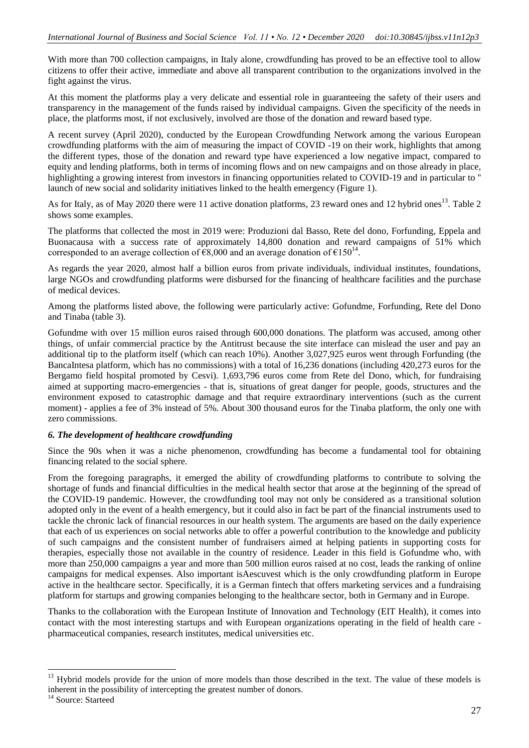With more than 700 collection campaigns, in Italy alone, crowdfunding has proved to be an effective tool to allow citizens to offer their active, immediate and above all transparent contribution to the organizations involved in the fight against the virus.

At this moment the platforms play a very delicate and essential role in guaranteeing the safety of their users and transparency in the management of the funds raised by individual campaigns. Given the specificity of the needs in place, the platforms most, if not exclusively, involved are those of the donation and reward based type.

A recent survey (April 2020), conducted by the European Crowdfunding Network among the various European crowdfunding platforms with the aim of measuring the impact of COVID -19 on their work, highlights that among the different types, those of the donation and reward type have experienced a low negative impact, compared to equity and lending platforms, both in terms of incoming flows and on new campaigns and on those already in place, highlighting a growing interest from investors in financing opportunities related to COVID-19 and in particular to " launch of new social and solidarity initiatives linked to the health emergency (Figure 1).

As for Italy, as of May 2020 there were 11 active donation platforms, 23 reward ones and 12 hybrid ones[13]. Table 2 shows some examples.

The platforms that collected the most in 2019 were: Produzioni dal Basso, Rete del dono, Forfunding, Eppela and Buonacausa with a success rate of approximately 14,800 donation and reward campaigns of 51% which corresponded to an average collection of €8,000 and an average donation of €150[14].

As regards the year 2020, almost half a billion euros from private individuals, individual institutes, foundations, large NGOs and crowdfunding platforms were disbursed for the financing of healthcare facilities and the purchase of medical devices.

Among the platforms listed above, the following were particularly active: Gofundme, Forfunding, Rete del Dono and Tinaba (table 3).

Gofundme with over 15 million euros raised through 600,000 donations. The platform was accused, among other things, of unfair commercial practice by the Antitrust because the site interface can mislead the user and pay an additional tip to the platform itself (which can reach 10%). Another 3,027,925 euros went through Forfunding (the BancaIntesa platform, which has no commissions) with a total of 16,236 donations (including 420,273 euros for the Bergamo field hospital promoted by Cesvi). 1,693,796 euros come from Rete del Dono, which, for fundraising aimed at supporting macro-emergencies - that is, situations of great danger for people, goods, structures and the environment exposed to catastrophic damage and that require extraordinary interventions (such as the current moment) - applies a fee of 3% instead of 5%. About 300 thousand euros for the Tinaba platform, the only one with zero commissions.

### *6. The development of healthcare crowdfunding*

Since the 90s when it was a niche phenomenon, crowdfunding has become a fundamental tool for obtaining financing related to the social sphere.

From the foregoing paragraphs, it emerged the ability of crowdfunding platforms to contribute to solving the shortage of funds and financial difficulties in the medical health sector that arose at the beginning of the spread of the COVID-19 pandemic. However, the crowdfunding tool may not only be considered as a transitional solution adopted only in the event of a health emergency, but it could also in fact be part of the financial instruments used to tackle the chronic lack of financial resources in our health system. The arguments are based on the daily experience that each of us experiences on social networks able to offer a powerful contribution to the knowledge and publicity of such campaigns and the consistent number of fundraisers aimed at helping patients in supporting costs for therapies, especially those not available in the country of residence. Leader in this field is Gofundme who, with more than 250,000 campaigns a year and more than 500 million euros raised at no cost, leads the ranking of online campaigns for medical expenses. Also important isAescuvest which is the only crowdfunding platform in Europe active in the healthcare sector. Specifically, it is a German fintech that offers marketing services and a fundraising platform for startups and growing companies belonging to the healthcare sector, both in Germany and in Europe.

Thanks to the collaboration with the European Institute of Innovation and Technology (EIT Health), it comes into contact with the most interesting startups and with European organizations operating in the field of health care - pharmaceutical companies, research institutes, medical universities etc.

---

[13] Hybrid models provide for the union of more models than those described in the text. The value of these models is inherent in the possibility of intercepting the greatest number of donors.

[14] Source: Starteed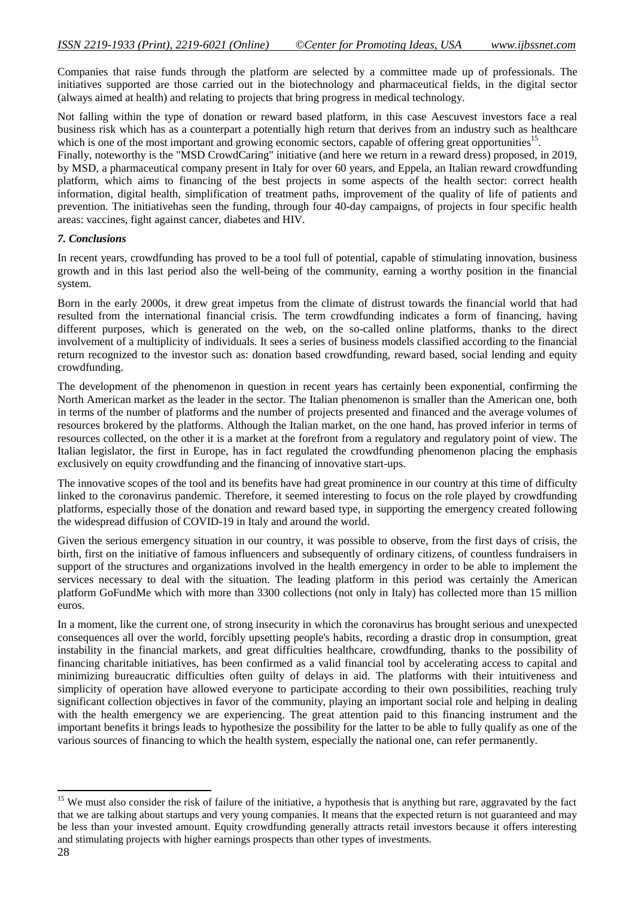Companies that raise funds through the platform are selected by a committee made up of professionals. The initiatives supported are those carried out in the biotechnology and pharmaceutical fields, in the digital sector (always aimed at health) and relating to projects that bring progress in medical technology.

Not falling within the type of donation or reward based platform, in this case Aescuvest investors face a real business risk which has as a counterpart a potentially high return that derives from an industry such as healthcare which is one of the most important and growing economic sectors, capable of offering great opportunities[15].

Finally, noteworthy is the "MSD CrowdCaring" initiative (and here we return in a reward dress) proposed, in 2019, by MSD, a pharmaceutical company present in Italy for over 60 years, and Eppela, an Italian reward crowdfunding platform, which aims to financing of the best projects in some aspects of the health sector: correct health information, digital health, simplification of treatment paths, improvement of the quality of life of patients and prevention. The initiativehas seen the funding, through four 40-day campaigns, of projects in four specific health areas: vaccines, fight against cancer, diabetes and HIV.

### *7. Conclusions*

In recent years, crowdfunding has proved to be a tool full of potential, capable of stimulating innovation, business growth and in this last period also the well-being of the community, earning a worthy position in the financial system.

Born in the early 2000s, it drew great impetus from the climate of distrust towards the financial world that had resulted from the international financial crisis. The term crowdfunding indicates a form of financing, having different purposes, which is generated on the web, on the so-called online platforms, thanks to the direct involvement of a multiplicity of individuals. It sees a series of business models classified according to the financial return recognized to the investor such as: donation based crowdfunding, reward based, social lending and equity crowdfunding.

The development of the phenomenon in question in recent years has certainly been exponential, confirming the North American market as the leader in the sector. The Italian phenomenon is smaller than the American one, both in terms of the number of platforms and the number of projects presented and financed and the average volumes of resources brokered by the platforms. Although the Italian market, on the one hand, has proved inferior in terms of resources collected, on the other it is a market at the forefront from a regulatory and regulatory point of view. The Italian legislator, the first in Europe, has in fact regulated the crowdfunding phenomenon placing the emphasis exclusively on equity crowdfunding and the financing of innovative start-ups.

The innovative scopes of the tool and its benefits have had great prominence in our country at this time of difficulty linked to the coronavirus pandemic. Therefore, it seemed interesting to focus on the role played by crowdfunding platforms, especially those of the donation and reward based type, in supporting the emergency created following the widespread diffusion of COVID-19 in Italy and around the world.

Given the serious emergency situation in our country, it was possible to observe, from the first days of crisis, the birth, first on the initiative of famous influencers and subsequently of ordinary citizens, of countless fundraisers in support of the structures and organizations involved in the health emergency in order to be able to implement the services necessary to deal with the situation. The leading platform in this period was certainly the American platform GoFundMe which with more than 3300 collections (not only in Italy) has collected more than 15 million euros.

In a moment, like the current one, of strong insecurity in which the coronavirus has brought serious and unexpected consequences all over the world, forcibly upsetting people's habits, recording a drastic drop in consumption, great instability in the financial markets, and great difficulties healthcare, crowdfunding, thanks to the possibility of financing charitable initiatives, has been confirmed as a valid financial tool by accelerating access to capital and minimizing bureaucratic difficulties often guilty of delays in aid. The platforms with their intuitiveness and simplicity of operation have allowed everyone to participate according to their own possibilities, reaching truly significant collection objectives in favor of the community, playing an important social role and helping in dealing with the health emergency we are experiencing. The great attention paid to this financing instrument and the important benefits it brings leads to hypothesize the possibility for the latter to be able to fully qualify as one of the various sources of financing to which the health system, especially the national one, can refer permanently.

---

[15] We must also consider the risk of failure of the initiative, a hypothesis that is anything but rare, aggravated by the fact that we are talking about startups and very young companies. It means that the expected return is not guaranteed and may be less than your invested amount. Equity crowdfunding generally attracts retail investors because it offers interesting and stimulating projects with higher earnings prospects than other types of investments.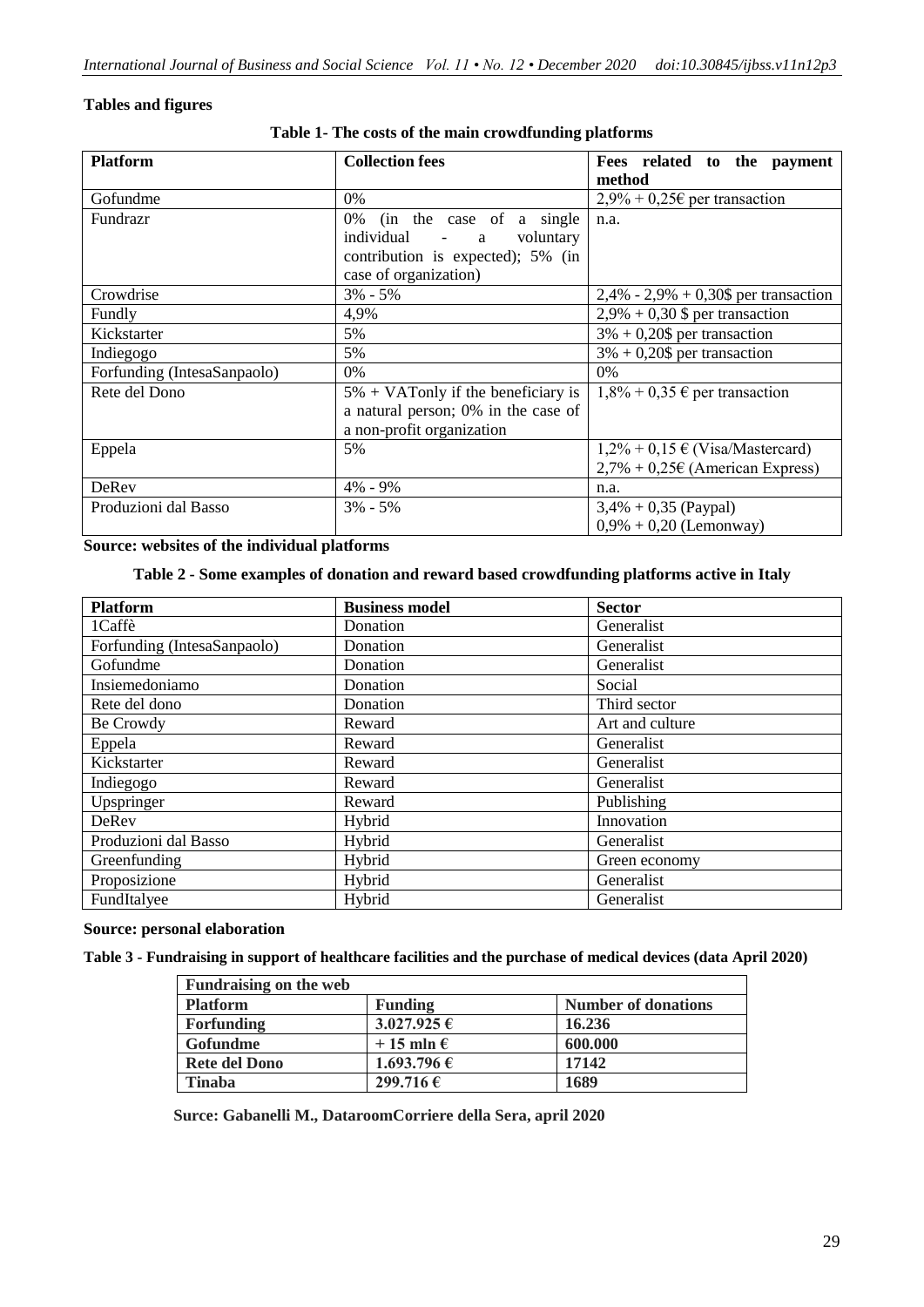## Tables and figures

**Table 1- The costs of the main crowdfunding platforms**

| Platform | Collection fees | Fees related to the payment method |
|---|---|---|
| Gofundme | 0% | 2,9% + 0,25€ per transaction |
| Fundrazr | 0% (in the case of a single individual - a voluntary contribution is expected); 5% (in case of organization) | n.a. |
| Crowdrise | 3% - 5% | 2,4% - 2,9% + 0,30$ per transaction |
| Fundly | 4,9% | 2,9% + 0,30 $ per transaction |
| Kickstarter | 5% | 3% + 0,20$ per transaction |
| Indiegogo | 5% | 3% + 0,20$ per transaction |
| Forfunding (IntesaSanpaolo) | 0% | 0% |
| Rete del Dono | 5% + VATonly if the beneficiary is a natural person; 0% in the case of a non-profit organization | 1,8% + 0,35 € per transaction |
| Eppela | 5% | 1,2% + 0,15 € (Visa/Mastercard) 2,7% + 0,25€ (American Express) |
| DeRev | 4% - 9% | n.a. |
| Produzioni dal Basso | 3% - 5% | 3,4% + 0,35 (Paypal) 0,9% + 0,20 (Lemonway) |

**Source: websites of the individual platforms**

**Table 2 - Some examples of donation and reward based crowdfunding platforms active in Italy**

| Platform | Business model | Sector |
|---|---|---|
| 1Caffè | Donation | Generalist |
| Forfunding (IntesaSanpaolo) | Donation | Generalist |
| Gofundme | Donation | Generalist |
| Insiemedoniamo | Donation | Social |
| Rete del dono | Donation | Third sector |
| Be Crowdy | Reward | Art and culture |
| Eppela | Reward | Generalist |
| Kickstarter | Reward | Generalist |
| Indiegogo | Reward | Generalist |
| Upspringer | Reward | Publishing |
| DeRev | Hybrid | Innovation |
| Produzioni dal Basso | Hybrid | Generalist |
| Greenfunding | Hybrid | Green economy |
| Proposizione | Hybrid | Generalist |
| FundItalyee | Hybrid | Generalist |

**Source: personal elaboration**

**Table 3 - Fundraising in support of healthcare facilities and the purchase of medical devices (data April 2020)**

| **Fundraising on the web** | | |
|---|---|---|
| **Platform** | **Funding** | **Number of donations** |
| **Forfunding** | **3.027.925 €** | **16.236** |
| **Gofundme** | **+ 15 mln €** | **600.000** |
| **Rete del Dono** | **1.693.796 €** | **17142** |
| **Tinaba** | **299.716 €** | **1689** |

**Surce: Gabanelli M., DataroomCorriere della Sera, april 2020**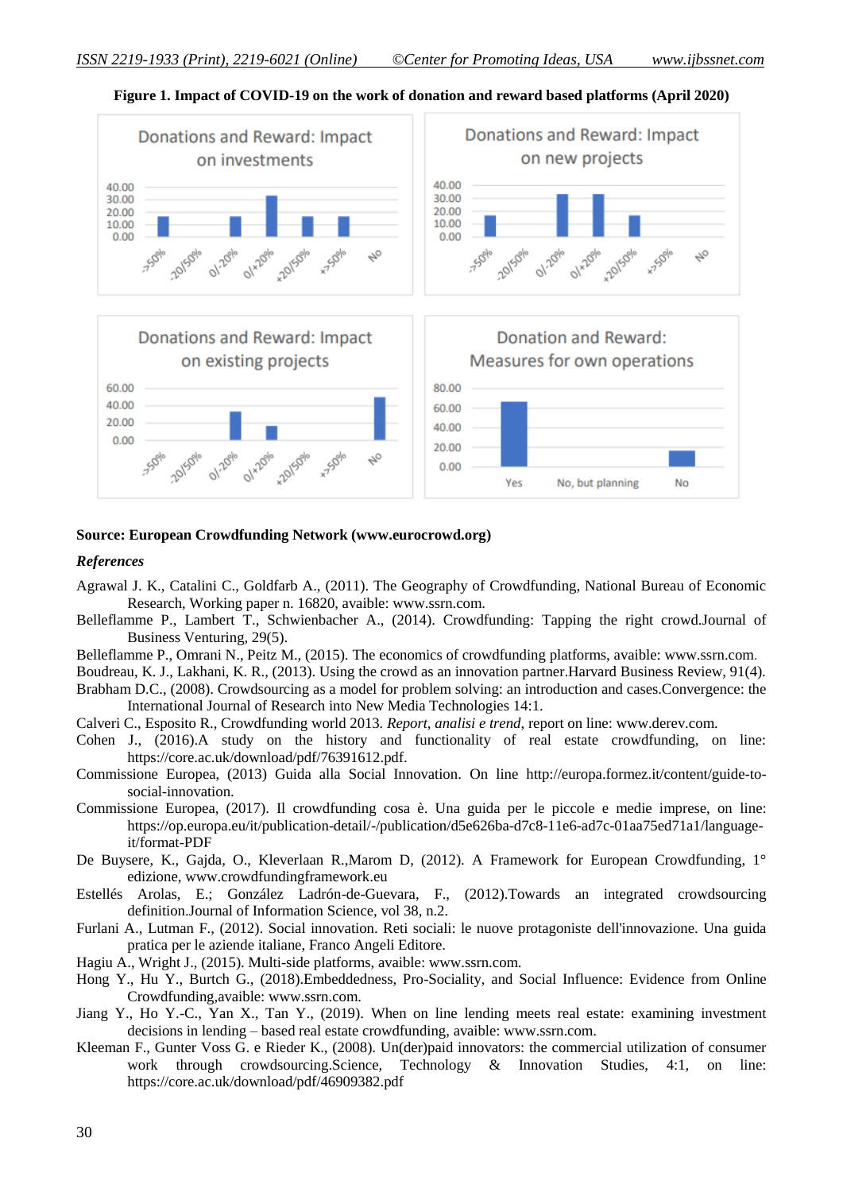**Figure 1. Impact of COVID-19 on the work of donation and reward based platforms (April 2020)**

**Source: European Crowdfunding Network (www.eurocrowd.org)**

***References***

Agrawal J. K., Catalini C., Goldfarb A., (2011). The Geography of Crowdfunding, National Bureau of Economic Research, Working paper n. 16820, avaible: www.ssrn.com.

Belleflamme P., Lambert T., Schwienbacher A., (2014). Crowdfunding: Tapping the right crowd.Journal of Business Venturing, 29(5).

Belleflamme P., Omrani N., Peitz M., (2015). The economics of crowdfunding platforms, avaible: www.ssrn.com.

Boudreau, K. J., Lakhani, K. R., (2013). Using the crowd as an innovation partner.Harvard Business Review, 91(4).

Brabham D.C., (2008). Crowdsourcing as a model for problem solving: an introduction and cases.Convergence: the International Journal of Research into New Media Technologies 14:1.

Calveri C., Esposito R., Crowdfunding world 2013. *Report, analisi e trend*, report on line: www.derev.com.

Cohen J., (2016).A study on the history and functionality of real estate crowdfunding, on line: https://core.ac.uk/download/pdf/76391612.pdf.

Commissione Europea, (2013) Guida alla Social Innovation. On line http://europa.formez.it/content/guide-to-social-innovation.

Commissione Europea, (2017). Il crowdfunding cosa è. Una guida per le piccole e medie imprese, on line: https://op.europa.eu/it/publication-detail/-/publication/d5e626ba-d7c8-11e6-ad7c-01aa75ed71a1/language-it/format-PDF

De Buysere, K., Gajda, O., Kleverlaan R.,Marom D, (2012). A Framework for European Crowdfunding, 1° edizione, www.crowdfundingframework.eu

Estellés Arolas, E.; González Ladrón-de-Guevara, F., (2012).Towards an integrated crowdsourcing definition.Journal of Information Science, vol 38, n.2.

Furlani A., Lutman F., (2012). Social innovation. Reti sociali: le nuove protagoniste dell'innovazione. Una guida pratica per le aziende italiane, Franco Angeli Editore.

Hagiu A., Wright J., (2015). Multi-side platforms, avaible: www.ssrn.com.

Hong Y., Hu Y., Burtch G., (2018).Embeddedness, Pro-Sociality, and Social Influence: Evidence from Online Crowdfunding,avaible: www.ssrn.com.

Jiang Y., Ho Y.-C., Yan X., Tan Y., (2019). When on line lending meets real estate: examining investment decisions in lending – based real estate crowdfunding, avaible: www.ssrn.com.

Kleeman F., Gunter Voss G. e Rieder K., (2008). Un(der)paid innovators: the commercial utilization of consumer work through crowdsourcing.Science, Technology & Innovation Studies, 4:1, on line: https://core.ac.uk/download/pdf/46909382.pdf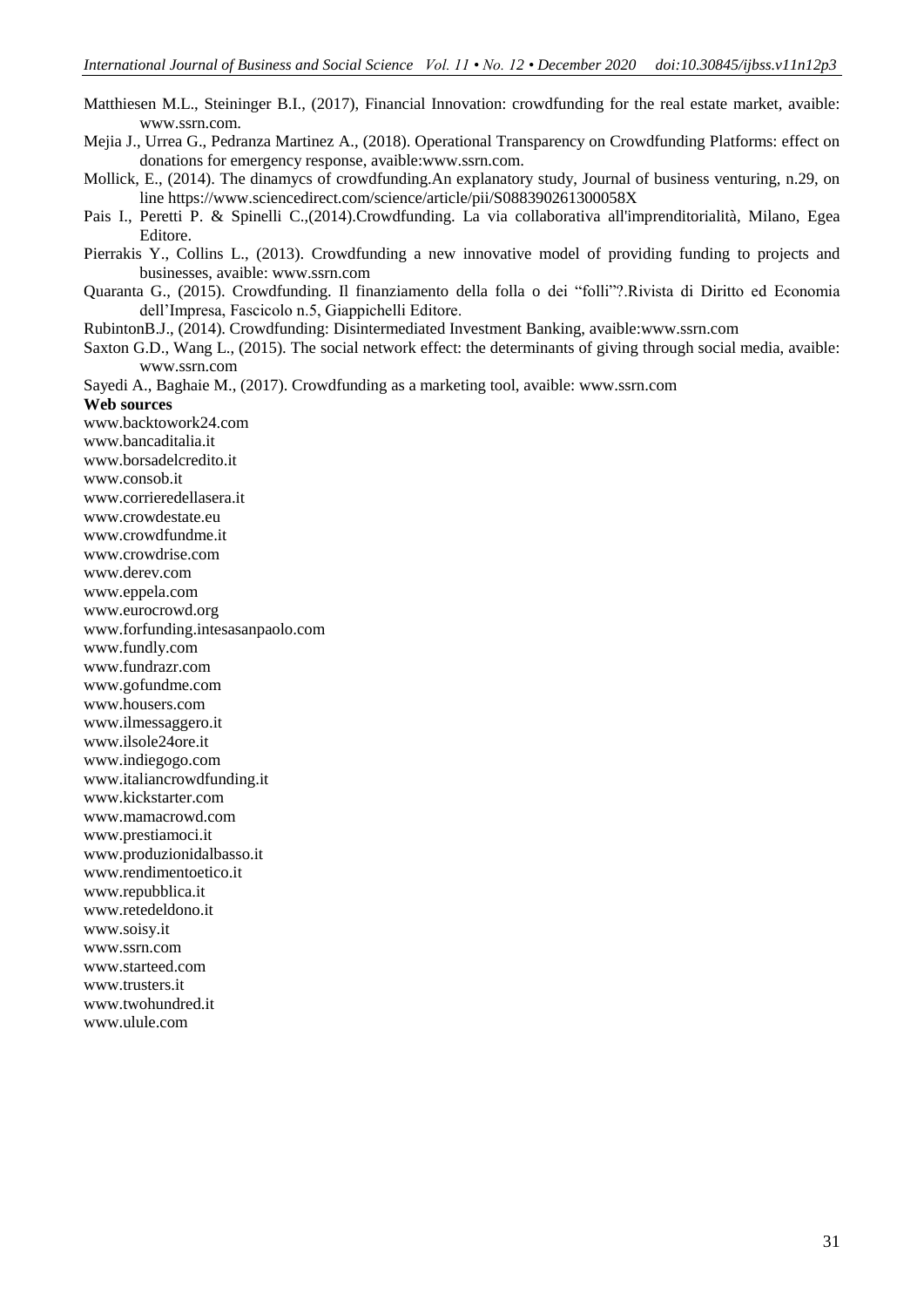Matthiesen M.L., Steininger B.I., (2017), Financial Innovation: crowdfunding for the real estate market, avaible: www.ssrn.com.

Mejia J., Urrea G., Pedranza Martinez A., (2018). Operational Transparency on Crowdfunding Platforms: effect on donations for emergency response, avaible:www.ssrn.com.

Mollick, E., (2014). The dinamycs of crowdfunding.An explanatory study, Journal of business venturing, n.29, on line https://www.sciencedirect.com/science/article/pii/S088390261300058X

Pais I., Peretti P. & Spinelli C.,(2014).Crowdfunding. La via collaborativa all'imprenditorialità, Milano, Egea Editore.

Pierrakis Y., Collins L., (2013). Crowdfunding a new innovative model of providing funding to projects and businesses, avaible: www.ssrn.com

Quaranta G., (2015). Crowdfunding. Il finanziamento della folla o dei "folli"?.Rivista di Diritto ed Economia dell'Impresa, Fascicolo n.5, Giappichelli Editore.

RubintonB.J., (2014). Crowdfunding: Disintermediated Investment Banking, avaible:www.ssrn.com

Saxton G.D., Wang L., (2015). The social network effect: the determinants of giving through social media, avaible: www.ssrn.com

Sayedi A., Baghaie M., (2017). Crowdfunding as a marketing tool, avaible: www.ssrn.com

**Web sources**

www.backtowork24.com
www.bancaditalia.it
www.borsadelcredito.it
www.consob.it
www.corrieredellasera.it
www.crowdestate.eu
www.crowdfundme.it
www.crowdrise.com
www.derev.com
www.eppela.com
www.eurocrowd.org
www.forfunding.intesasanpaolo.com
www.fundly.com
www.fundrazr.com
www.gofundme.com
www.housers.com
www.ilmessaggero.it
www.ilsole24ore.it
www.indiegogo.com
www.italiancrowdfunding.it
www.kickstarter.com
www.mamacrowd.com
www.prestiamoci.it
www.produzionidalbasso.it
www.rendimentoetico.it
www.repubblica.it
www.retedeldono.it
www.soisy.it
www.ssrn.com
www.starteed.com
www.trusters.it
www.twohundred.it
www.ulule.com